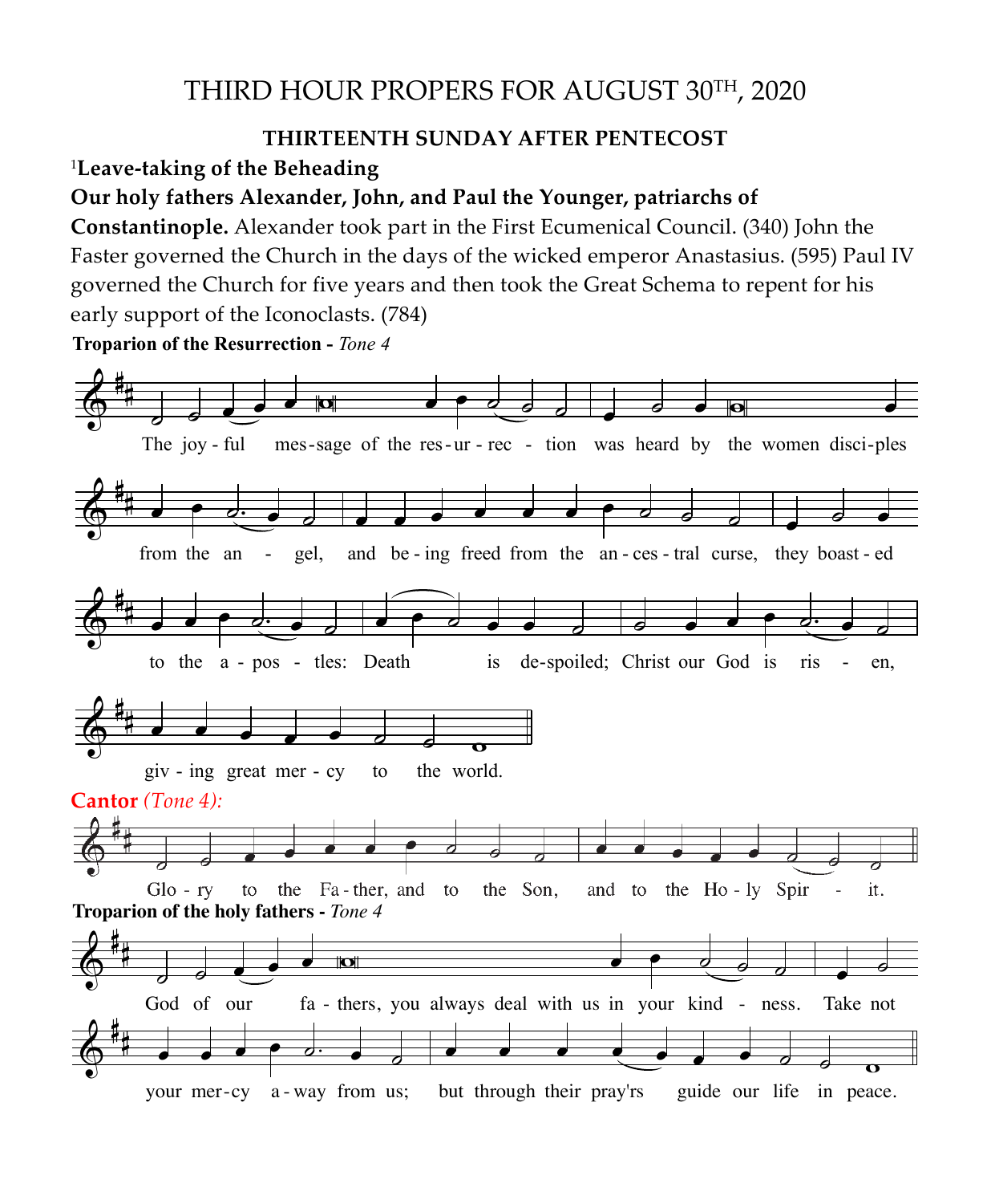# THIRD HOUR PROPERS FOR AUGUST 30TH, 2020

**THIRTEENTH SUNDAY AFTER PENTECOST**

[1]**Leave-taking of the Beheading**

**Our holy fathers Alexander, John, and Paul the Younger, patriarchs of Constantinople.** Alexander took part in the First Ecumenical Council. (340) John the Faster governed the Church in the days of the wicked emperor Anastasius. (595) Paul IV governed the Church for five years and then took the Great Schema to repent for his early support of the Iconoclasts. (784)

**Troparion of the Resurrection -** *Tone 4*

The joy-ful message of the res-ur-rec-tion was heard by the women disci-ples from the an-gel, and be-ing freed from the an-ces-tral curse, they boast-ed to the a-pos-tles: Death is de-spoiled; Christ our God is ris-en, giv-ing great mer-cy to the world.

**Cantor** *(Tone 4):*

Glo-ry to the Fa-ther, and to the Son, and to the Ho-ly Spir-it.

**Troparion of the holy fathers -** *Tone 4*

God of our fa-thers, you always deal with us in your kind-ness. Take not your mer-cy a-way from us; but through their pray'rs guide our life in peace.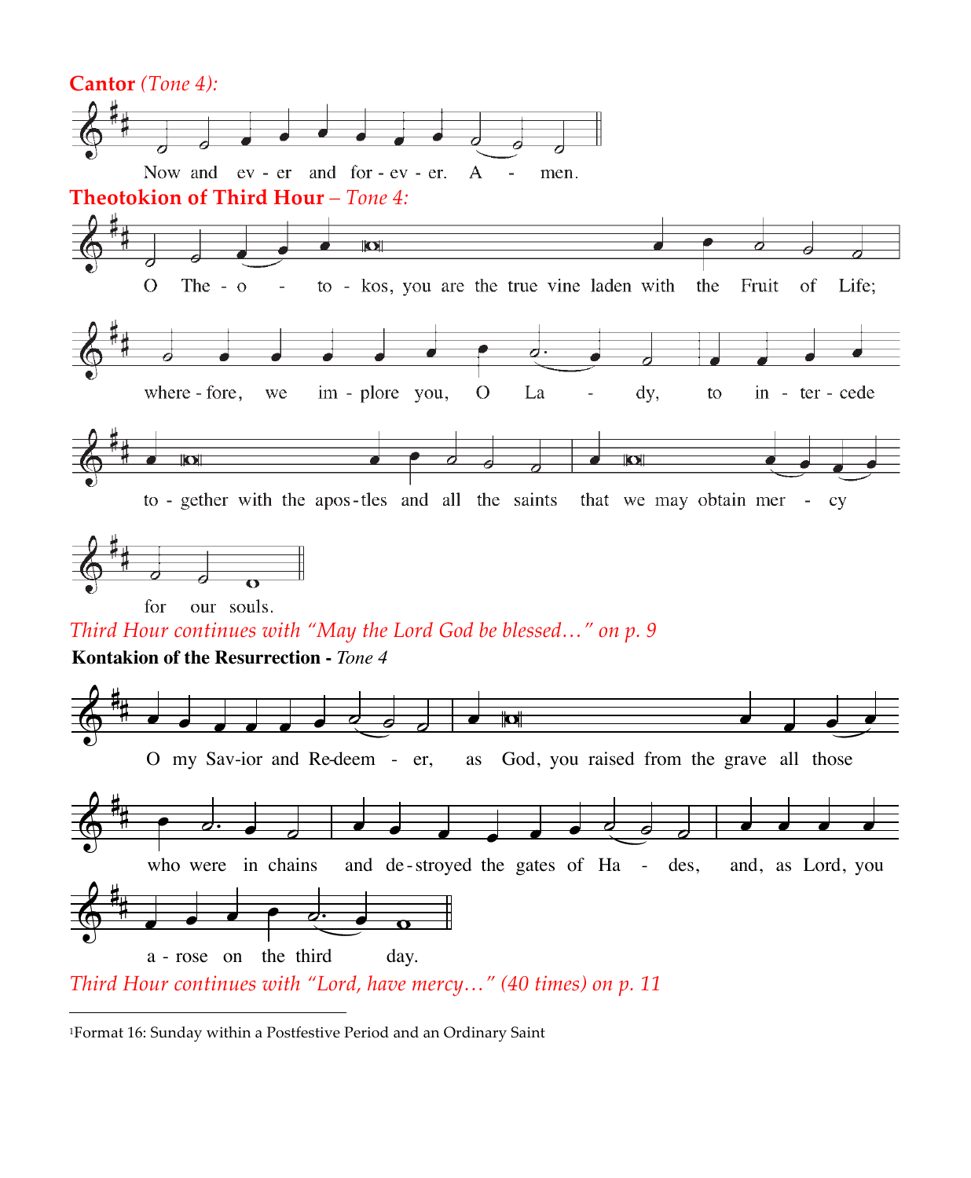**Cantor** *(Tone 4):*

Now and ev - er and for - ev - er. A - men.

**Theotokion of Third Hour** – *Tone 4:*

O The - o - to - kos, you are the true vine laden with the Fruit of Life; where - fore, we im - plore you, O La - dy, to in - ter - cede to - gether with the apos - tles and all the saints that we may obtain mer - cy for our souls.

*Third Hour continues with "May the Lord God be blessed…" on p. 9*

**Kontakion of the Resurrection -** *Tone 4*

O my Sav-ior and Re-deem - er, as God, you raised from the grave all those who were in chains and de - stroyed the gates of Ha - des, and, as Lord, you a - rose on the third day.

*Third Hour continues with "Lord, have mercy…" (40 times) on p. 11*

---

[1]Format 16: Sunday within a Postfestive Period and an Ordinary Saint